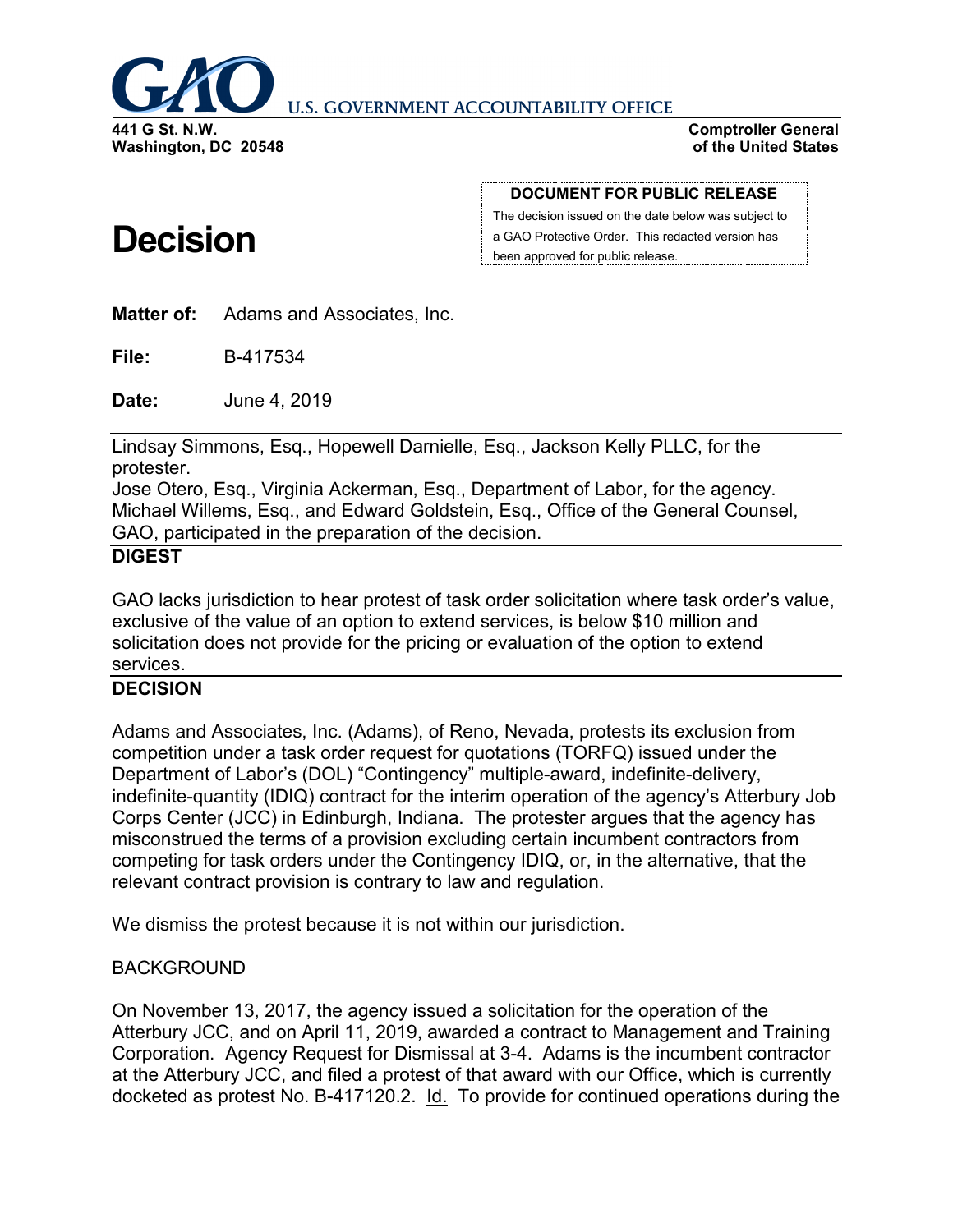**U.S. GOVERNMENT ACCOUNTABILITY OFFICE**

**441 G St. N.W.**
**Washington, DC 20548**

**Comptroller General**
**of the United States**

**DOCUMENT FOR PUBLIC RELEASE**
The decision issued on the date below was subject to a GAO Protective Order. This redacted version has been approved for public release.

# Decision

**Matter of:** Adams and Associates, Inc.

**File:** B-417534

**Date:** June 4, 2019

Lindsay Simmons, Esq., Hopewell Darnielle, Esq., Jackson Kelly PLLC, for the protester.
Jose Otero, Esq., Virginia Ackerman, Esq., Department of Labor, for the agency.
Michael Willems, Esq., and Edward Goldstein, Esq., Office of the General Counsel, GAO, participated in the preparation of the decision.

## DIGEST

GAO lacks jurisdiction to hear protest of task order solicitation where task order's value, exclusive of the value of an option to extend services, is below $10 million and solicitation does not provide for the pricing or evaluation of the option to extend services.

## DECISION

Adams and Associates, Inc. (Adams), of Reno, Nevada, protests its exclusion from competition under a task order request for quotations (TORFQ) issued under the Department of Labor's (DOL) "Contingency" multiple-award, indefinite-delivery, indefinite-quantity (IDIQ) contract for the interim operation of the agency's Atterbury Job Corps Center (JCC) in Edinburgh, Indiana. The protester argues that the agency has misconstrued the terms of a provision excluding certain incumbent contractors from competing for task orders under the Contingency IDIQ, or, in the alternative, that the relevant contract provision is contrary to law and regulation.

We dismiss the protest because it is not within our jurisdiction.

BACKGROUND

On November 13, 2017, the agency issued a solicitation for the operation of the Atterbury JCC, and on April 11, 2019, awarded a contract to Management and Training Corporation. Agency Request for Dismissal at 3-4. Adams is the incumbent contractor at the Atterbury JCC, and filed a protest of that award with our Office, which is currently docketed as protest No. B-417120.2. Id. To provide for continued operations during the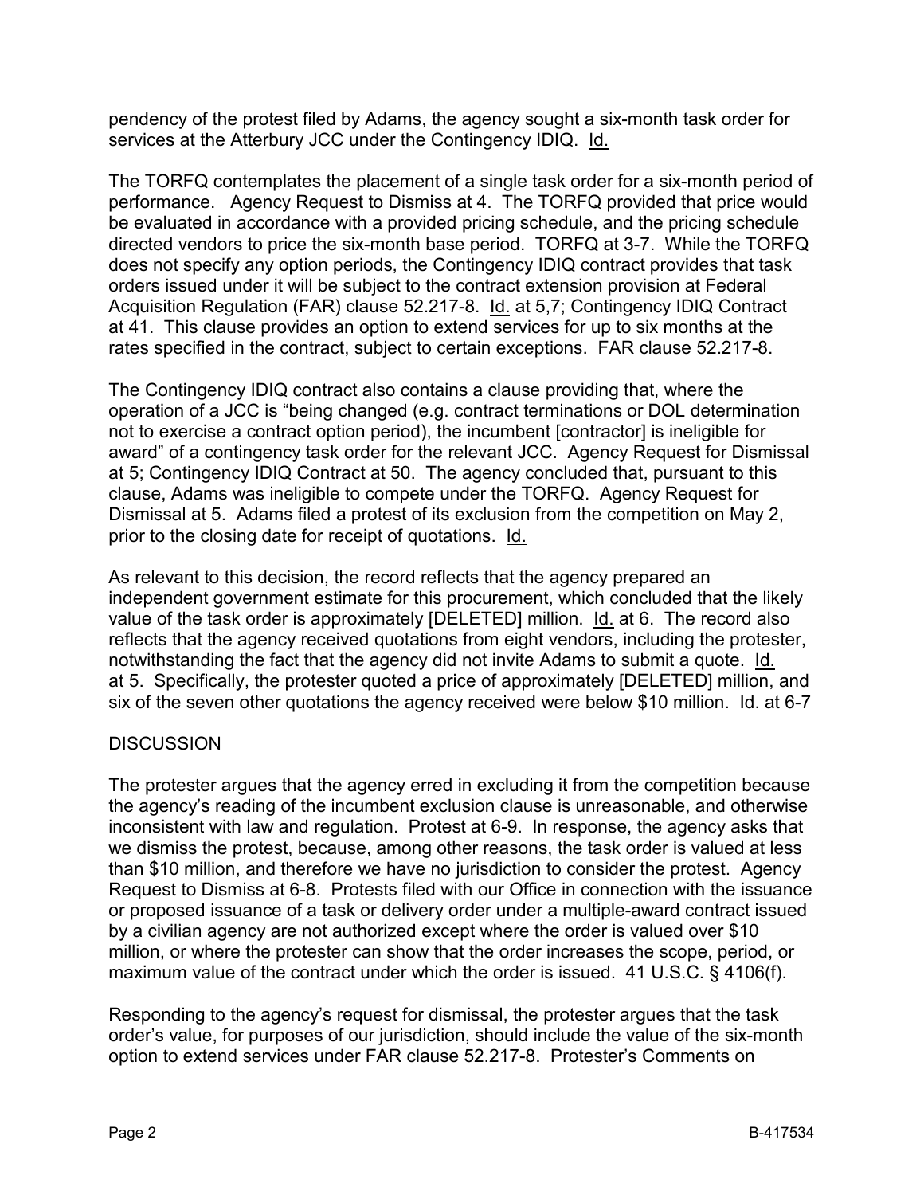pendency of the protest filed by Adams, the agency sought a six-month task order for services at the Atterbury JCC under the Contingency IDIQ. Id.

The TORFQ contemplates the placement of a single task order for a six-month period of performance. Agency Request to Dismiss at 4. The TORFQ provided that price would be evaluated in accordance with a provided pricing schedule, and the pricing schedule directed vendors to price the six-month base period. TORFQ at 3-7. While the TORFQ does not specify any option periods, the Contingency IDIQ contract provides that task orders issued under it will be subject to the contract extension provision at Federal Acquisition Regulation (FAR) clause 52.217-8. Id. at 5,7; Contingency IDIQ Contract at 41. This clause provides an option to extend services for up to six months at the rates specified in the contract, subject to certain exceptions. FAR clause 52.217-8.

The Contingency IDIQ contract also contains a clause providing that, where the operation of a JCC is "being changed (e.g. contract terminations or DOL determination not to exercise a contract option period), the incumbent [contractor] is ineligible for award" of a contingency task order for the relevant JCC. Agency Request for Dismissal at 5; Contingency IDIQ Contract at 50. The agency concluded that, pursuant to this clause, Adams was ineligible to compete under the TORFQ. Agency Request for Dismissal at 5. Adams filed a protest of its exclusion from the competition on May 2, prior to the closing date for receipt of quotations. Id.

As relevant to this decision, the record reflects that the agency prepared an independent government estimate for this procurement, which concluded that the likely value of the task order is approximately [DELETED] million. Id. at 6. The record also reflects that the agency received quotations from eight vendors, including the protester, notwithstanding the fact that the agency did not invite Adams to submit a quote. Id. at 5. Specifically, the protester quoted a price of approximately [DELETED] million, and six of the seven other quotations the agency received were below $10 million. Id. at 6-7

## DISCUSSION

The protester argues that the agency erred in excluding it from the competition because the agency's reading of the incumbent exclusion clause is unreasonable, and otherwise inconsistent with law and regulation. Protest at 6-9. In response, the agency asks that we dismiss the protest, because, among other reasons, the task order is valued at less than $10 million, and therefore we have no jurisdiction to consider the protest. Agency Request to Dismiss at 6-8. Protests filed with our Office in connection with the issuance or proposed issuance of a task or delivery order under a multiple-award contract issued by a civilian agency are not authorized except where the order is valued over $10 million, or where the protester can show that the order increases the scope, period, or maximum value of the contract under which the order is issued. 41 U.S.C. § 4106(f).

Responding to the agency's request for dismissal, the protester argues that the task order's value, for purposes of our jurisdiction, should include the value of the six-month option to extend services under FAR clause 52.217-8. Protester's Comments on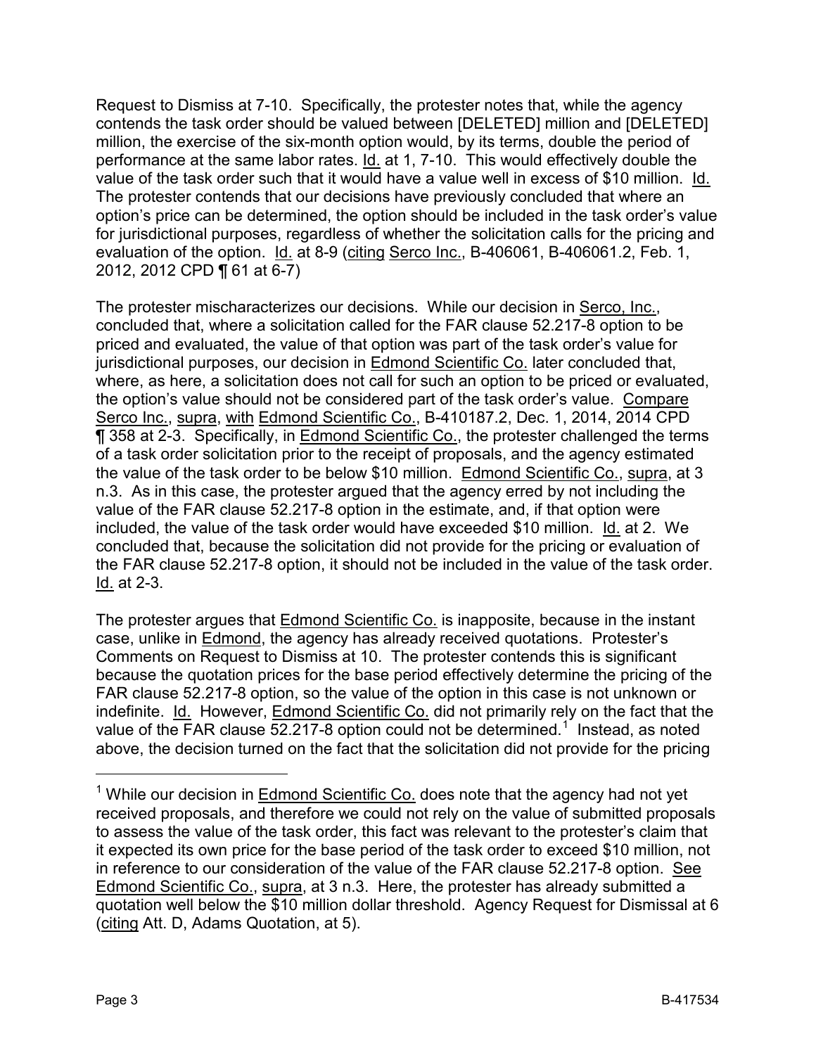Request to Dismiss at 7-10. Specifically, the protester notes that, while the agency contends the task order should be valued between [DELETED] million and [DELETED] million, the exercise of the six-month option would, by its terms, double the period of performance at the same labor rates. Id. at 1, 7-10. This would effectively double the value of the task order such that it would have a value well in excess of $10 million. Id. The protester contends that our decisions have previously concluded that where an option's price can be determined, the option should be included in the task order's value for jurisdictional purposes, regardless of whether the solicitation calls for the pricing and evaluation of the option. Id. at 8-9 (citing Serco Inc., B-406061, B-406061.2, Feb. 1, 2012, 2012 CPD ¶ 61 at 6-7)

The protester mischaracterizes our decisions. While our decision in Serco, Inc., concluded that, where a solicitation called for the FAR clause 52.217-8 option to be priced and evaluated, the value of that option was part of the task order's value for jurisdictional purposes, our decision in Edmond Scientific Co. later concluded that, where, as here, a solicitation does not call for such an option to be priced or evaluated, the option's value should not be considered part of the task order's value. Compare Serco Inc., supra, with Edmond Scientific Co., B-410187.2, Dec. 1, 2014, 2014 CPD ¶ 358 at 2-3. Specifically, in Edmond Scientific Co., the protester challenged the terms of a task order solicitation prior to the receipt of proposals, and the agency estimated the value of the task order to be below $10 million. Edmond Scientific Co., supra, at 3 n.3. As in this case, the protester argued that the agency erred by not including the value of the FAR clause 52.217-8 option in the estimate, and, if that option were included, the value of the task order would have exceeded $10 million. Id. at 2. We concluded that, because the solicitation did not provide for the pricing or evaluation of the FAR clause 52.217-8 option, it should not be included in the value of the task order. Id. at 2-3.

The protester argues that Edmond Scientific Co. is inapposite, because in the instant case, unlike in Edmond, the agency has already received quotations. Protester's Comments on Request to Dismiss at 10. The protester contends this is significant because the quotation prices for the base period effectively determine the pricing of the FAR clause 52.217-8 option, so the value of the option in this case is not unknown or indefinite. Id. However, Edmond Scientific Co. did not primarily rely on the fact that the value of the FAR clause 52.217-8 option could not be determined.[1] Instead, as noted above, the decision turned on the fact that the solicitation did not provide for the pricing

[1] While our decision in Edmond Scientific Co. does note that the agency had not yet received proposals, and therefore we could not rely on the value of submitted proposals to assess the value of the task order, this fact was relevant to the protester's claim that it expected its own price for the base period of the task order to exceed $10 million, not in reference to our consideration of the value of the FAR clause 52.217-8 option. See Edmond Scientific Co., supra, at 3 n.3. Here, the protester has already submitted a quotation well below the $10 million dollar threshold. Agency Request for Dismissal at 6 (citing Att. D, Adams Quotation, at 5).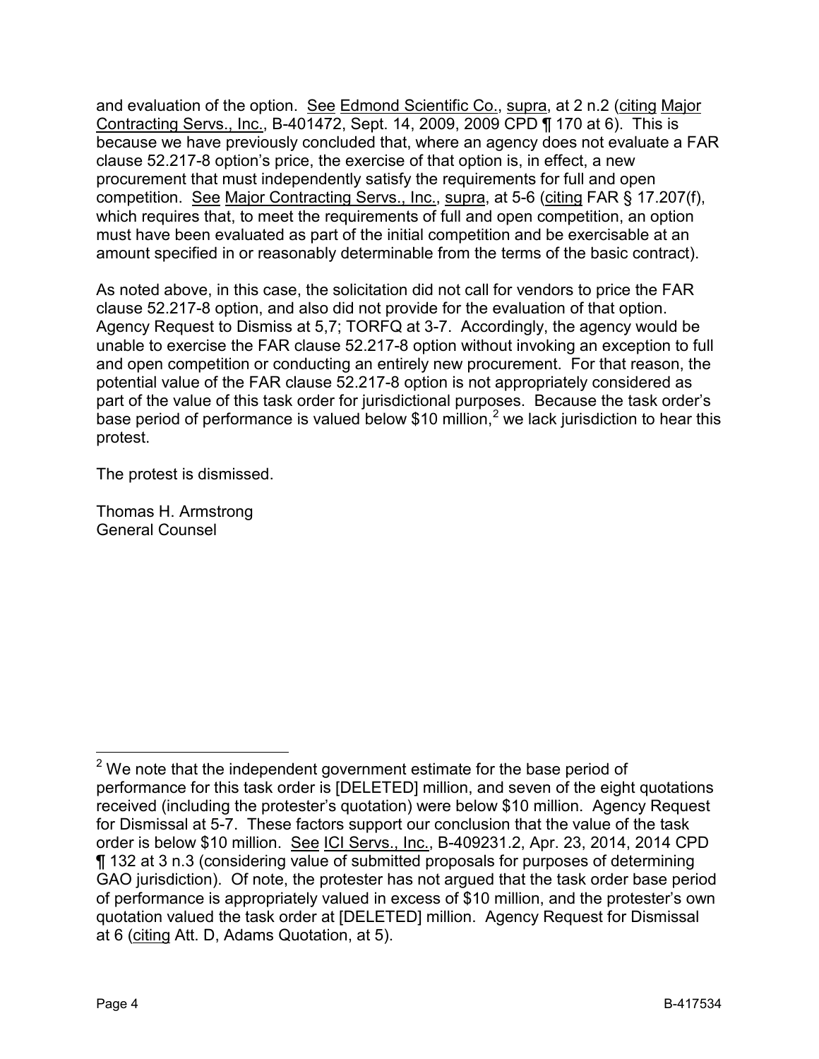and evaluation of the option. See Edmond Scientific Co., supra, at 2 n.2 (citing Major Contracting Servs., Inc., B-401472, Sept. 14, 2009, 2009 CPD ¶ 170 at 6). This is because we have previously concluded that, where an agency does not evaluate a FAR clause 52.217-8 option's price, the exercise of that option is, in effect, a new procurement that must independently satisfy the requirements for full and open competition. See Major Contracting Servs., Inc., supra, at 5-6 (citing FAR § 17.207(f), which requires that, to meet the requirements of full and open competition, an option must have been evaluated as part of the initial competition and be exercisable at an amount specified in or reasonably determinable from the terms of the basic contract).

As noted above, in this case, the solicitation did not call for vendors to price the FAR clause 52.217-8 option, and also did not provide for the evaluation of that option. Agency Request to Dismiss at 5,7; TORFQ at 3-7. Accordingly, the agency would be unable to exercise the FAR clause 52.217-8 option without invoking an exception to full and open competition or conducting an entirely new procurement. For that reason, the potential value of the FAR clause 52.217-8 option is not appropriately considered as part of the value of this task order for jurisdictional purposes. Because the task order's base period of performance is valued below $10 million,[2] we lack jurisdiction to hear this protest.

The protest is dismissed.

Thomas H. Armstrong
General Counsel

---

[2] We note that the independent government estimate for the base period of performance for this task order is [DELETED] million, and seven of the eight quotations received (including the protester's quotation) were below $10 million. Agency Request for Dismissal at 5-7. These factors support our conclusion that the value of the task order is below $10 million. See ICI Servs., Inc., B-409231.2, Apr. 23, 2014, 2014 CPD ¶ 132 at 3 n.3 (considering value of submitted proposals for purposes of determining GAO jurisdiction). Of note, the protester has not argued that the task order base period of performance is appropriately valued in excess of $10 million, and the protester's own quotation valued the task order at [DELETED] million. Agency Request for Dismissal at 6 (citing Att. D, Adams Quotation, at 5).